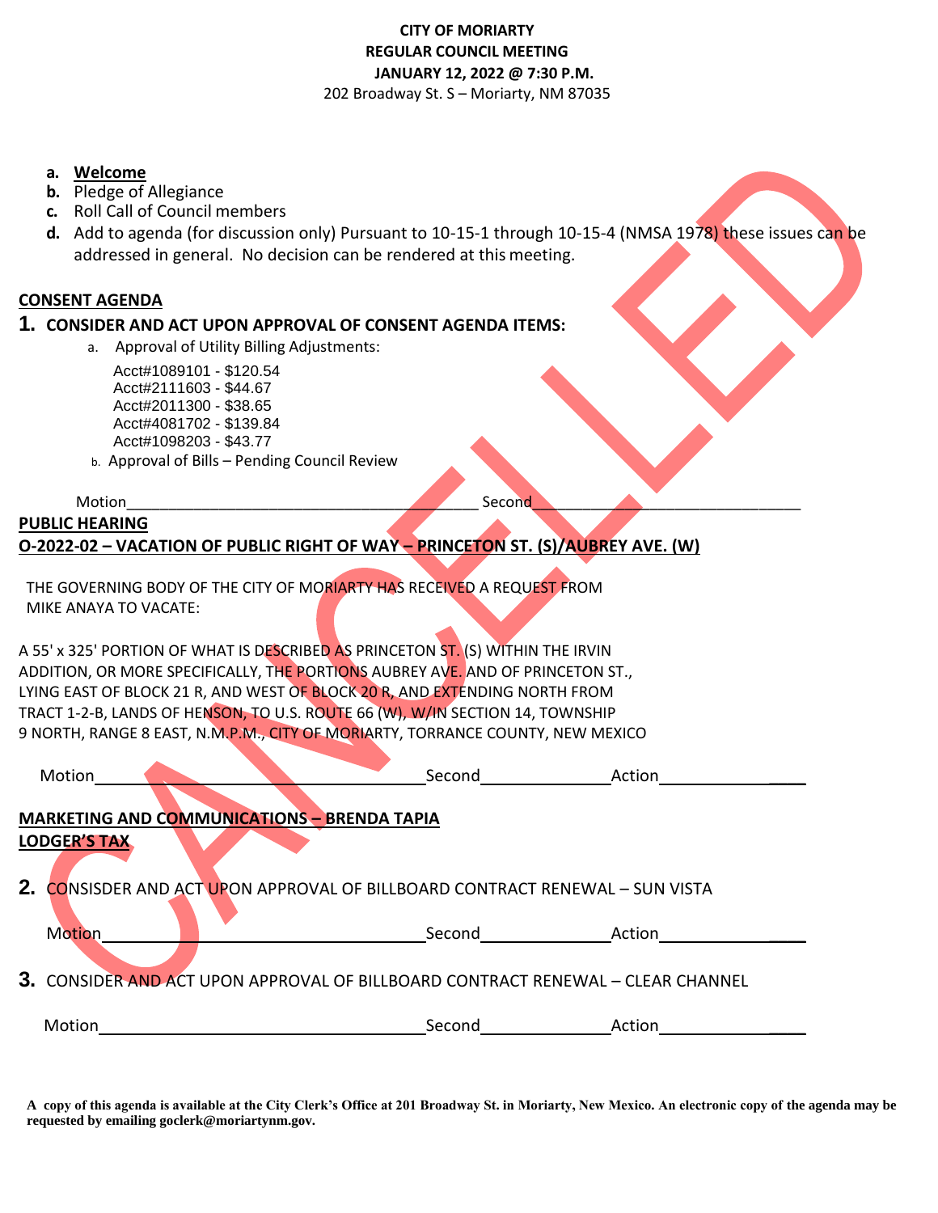**CITY OF MORIARTY**
**REGULAR COUNCIL MEETING**
**JANUARY 12, 2022 @ 7:30 P.M.**
202 Broadway St. S – Moriarty, NM 87035

CANCELED

a. **Welcome**
b. Pledge of Allegiance
c. Roll Call of Council members
d. Add to agenda (for discussion only) Pursuant to 10-15-1 through 10-15-4 (NMSA 1978) these issues can be addressed in general. No decision can be rendered at this meeting.

## CONSENT AGENDA

**1. CONSIDER AND ACT UPON APPROVAL OF CONSENT AGENDA ITEMS:**

a. Approval of Utility Billing Adjustments:

Acct#1089101 - $120.54
Acct#2111603 - $44.67
Acct#2011300 - $38.65
Acct#4081702 - $139.84
Acct#1098203 - $43.77

b. Approval of Bills – Pending Council Review

Motion________________________ Second________________________

## PUBLIC HEARING

**O-2022-02 – VACATION OF PUBLIC RIGHT OF WAY – PRINCETON ST. (S)/AUBREY AVE. (W)**

THE GOVERNING BODY OF THE CITY OF MORIARTY HAS RECEIVED A REQUEST FROM MIKE ANAYA TO VACATE:

A 55' x 325' PORTION OF WHAT IS DESCRIBED AS PRINCETON ST. (S) WITHIN THE IRVIN ADDITION, OR MORE SPECIFICALLY, THE PORTIONS AUBREY AVE. AND OF PRINCETON ST., LYING EAST OF BLOCK 21 R, AND WEST OF BLOCK 20 R, AND EXTENDING NORTH FROM TRACT 1-2-B, LANDS OF HENSON, TO U.S. ROUTE 66 (W), W/IN SECTION 14, TOWNSHIP 9 NORTH, RANGE 8 EAST, N.M.P.M., CITY OF MORIARTY, TORRANCE COUNTY, NEW MEXICO

Motion________________________ Second______________ Action______________

## MARKETING AND COMMUNICATIONS – BRENDA TAPIA

**LODGER'S TAX**

**2.** CONSISDER AND ACT UPON APPROVAL OF BILLBOARD CONTRACT RENEWAL – SUN VISTA

Motion________________________ Second______________ Action______________

**3.** CONSIDER AND ACT UPON APPROVAL OF BILLBOARD CONTRACT RENEWAL – CLEAR CHANNEL

Motion________________________ Second______________ Action______________

**A copy of this agenda is available at the City Clerk's Office at 201 Broadway St. in Moriarty, New Mexico. An electronic copy of the agenda may be requested by emailing goclerk@moriartynm.gov.**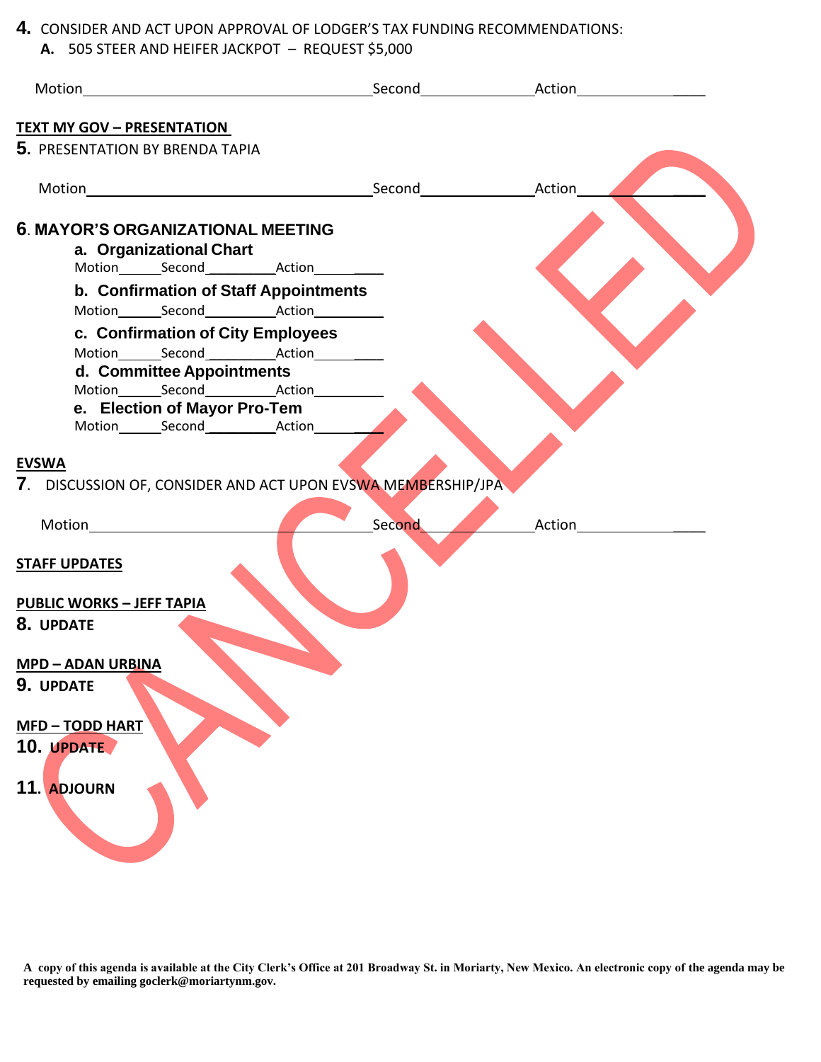**4.** CONSIDER AND ACT UPON APPROVAL OF LODGER'S TAX FUNDING RECOMMENDATIONS:

**A.** 505 STEER AND HEIFER JACKPOT – REQUEST $5,000

Motion________________________ Second______________ Action______________

**TEXT MY GOV – PRESENTATION**

**5.** PRESENTATION BY BRENDA TAPIA

Motion________________________ Second______________ Action______________

**6. MAYOR'S ORGANIZATIONAL MEETING**

**a. Organizational Chart**

Motion______ Second_________ Action_________

**b. Confirmation of Staff Appointments**

Motion______ Second_________ Action_________

**c. Confirmation of City Employees**

Motion______ Second_________ Action_________

**d. Committee Appointments**

Motion______ Second_________ Action_________

**e. Election of Mayor Pro-Tem**

Motion______ Second_________ Action_________

**EVSWA**

**7.** DISCUSSION OF, CONSIDER AND ACT UPON EVSWA MEMBERSHIP/JPA

Motion________________________ Second______________ Action______________

**STAFF UPDATES**

**PUBLIC WORKS – JEFF TAPIA**

**8. UPDATE**

**MPD – ADAN URBINA**

**9. UPDATE**

**MFD – TODD HART**

**10. UPDATE**

**11. ADJOURN**

CANCELLED

**A copy of this agenda is available at the City Clerk's Office at 201 Broadway St. in Moriarty, New Mexico. An electronic copy of the agenda may be requested by emailing goclerk@moriartynm.gov.**